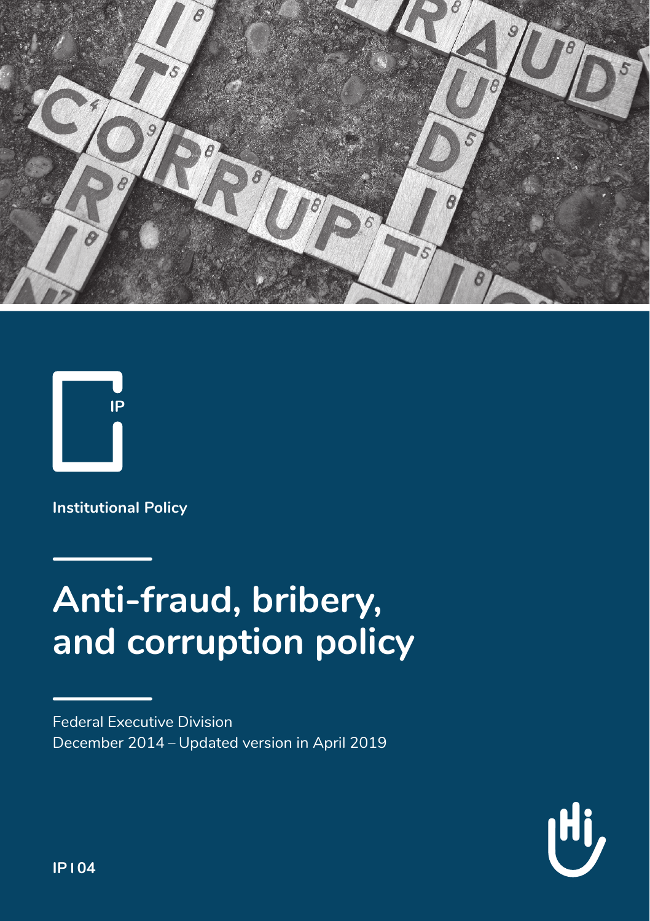IP

**Institutional Policy**

# Anti-fraud, bribery, and corruption policy

Federal Executive Division
December 2014 – Updated version in April 2019

**IP | 04**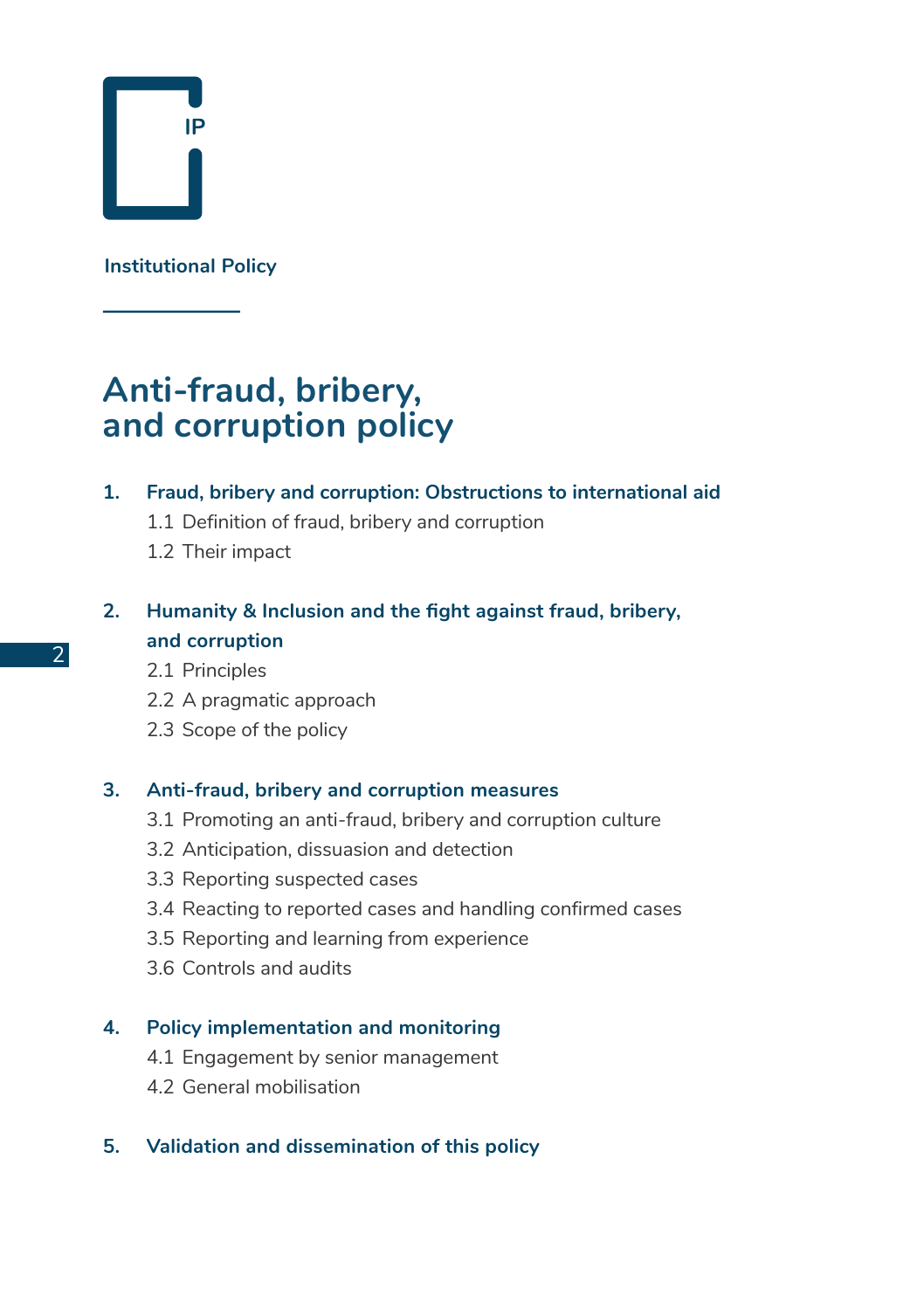IP

**Institutional Policy**

# Anti-fraud, bribery, and corruption policy

**1. Fraud, bribery and corruption: Obstructions to international aid**

- 1.1 Definition of fraud, bribery and corruption
- 1.2 Their impact

**2. Humanity & Inclusion and the fight against fraud, bribery, and corruption**

- 2.1 Principles
- 2.2 A pragmatic approach
- 2.3 Scope of the policy

**3. Anti-fraud, bribery and corruption measures**

- 3.1 Promoting an anti-fraud, bribery and corruption culture
- 3.2 Anticipation, dissuasion and detection
- 3.3 Reporting suspected cases
- 3.4 Reacting to reported cases and handling confirmed cases
- 3.5 Reporting and learning from experience
- 3.6 Controls and audits

**4. Policy implementation and monitoring**

- 4.1 Engagement by senior management
- 4.2 General mobilisation

**5. Validation and dissemination of this policy**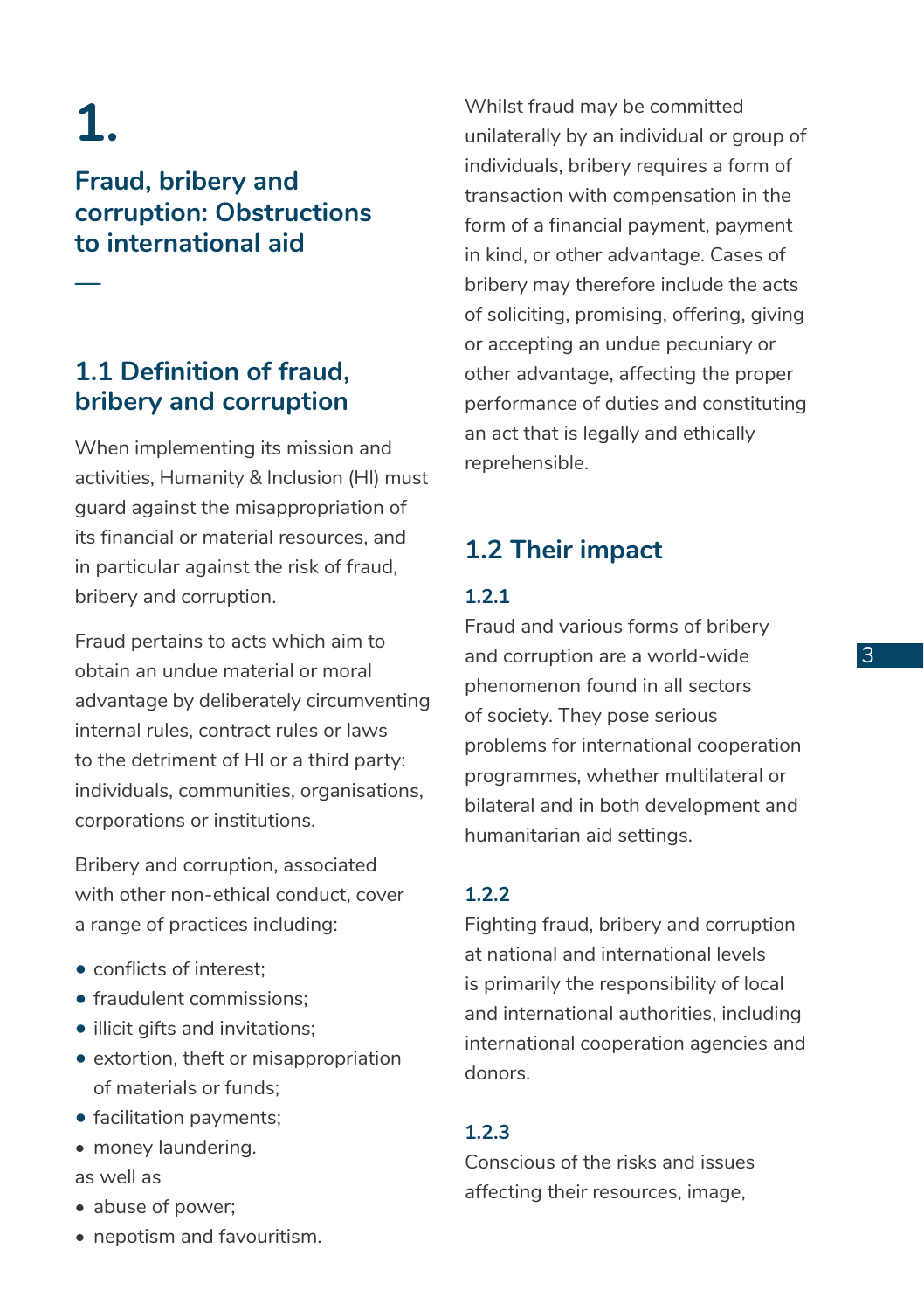# 1.

## Fraud, bribery and corruption: Obstructions to international aid

### 1.1 Definition of fraud, bribery and corruption

When implementing its mission and activities, Humanity & Inclusion (HI) must guard against the misappropriation of its financial or material resources, and in particular against the risk of fraud, bribery and corruption.

Fraud pertains to acts which aim to obtain an undue material or moral advantage by deliberately circumventing internal rules, contract rules or laws to the detriment of HI or a third party: individuals, communities, organisations, corporations or institutions.

Bribery and corruption, associated with other non-ethical conduct, cover a range of practices including:

- conflicts of interest;
- fraudulent commissions;
- illicit gifts and invitations;
- extortion, theft or misappropriation of materials or funds;
- facilitation payments;
- money laundering.

as well as

- abuse of power;
- nepotism and favouritism.

Whilst fraud may be committed unilaterally by an individual or group of individuals, bribery requires a form of transaction with compensation in the form of a financial payment, payment in kind, or other advantage. Cases of bribery may therefore include the acts of soliciting, promising, offering, giving or accepting an undue pecuniary or other advantage, affecting the proper performance of duties and constituting an act that is legally and ethically reprehensible.

### 1.2 Their impact

#### 1.2.1

Fraud and various forms of bribery and corruption are a world-wide phenomenon found in all sectors of society. They pose serious problems for international cooperation programmes, whether multilateral or bilateral and in both development and humanitarian aid settings.

#### 1.2.2

Fighting fraud, bribery and corruption at national and international levels is primarily the responsibility of local and international authorities, including international cooperation agencies and donors.

#### 1.2.3

Conscious of the risks and issues affecting their resources, image,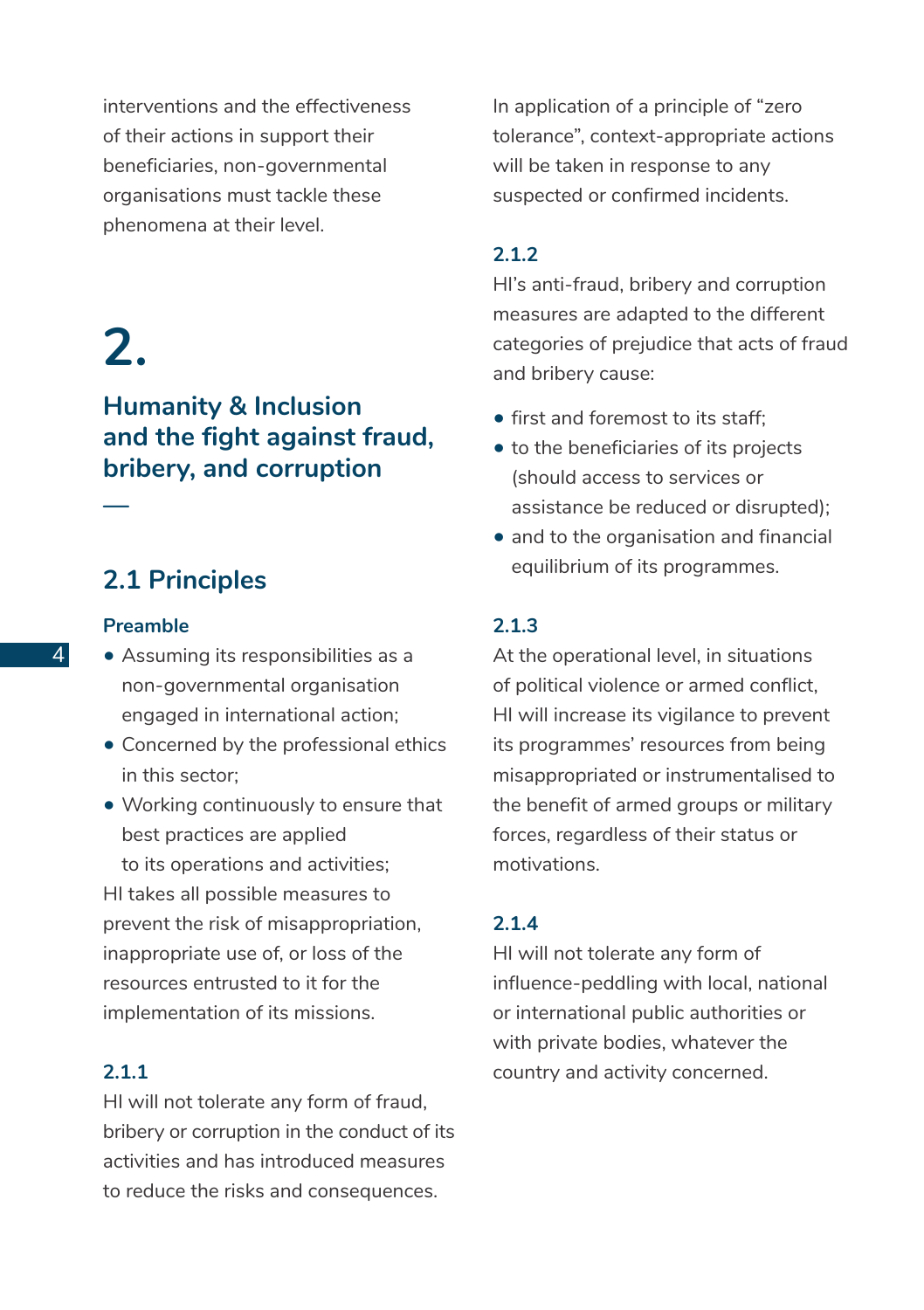interventions and the effectiveness of their actions in support their beneficiaries, non-governmental organisations must tackle these phenomena at their level.

# 2.

## Humanity & Inclusion and the fight against fraud, bribery, and corruption

—

### 2.1 Principles

#### Preamble

- Assuming its responsibilities as a non-governmental organisation engaged in international action;
- Concerned by the professional ethics in this sector;
- Working continuously to ensure that best practices are applied to its operations and activities;

HI takes all possible measures to prevent the risk of misappropriation, inappropriate use of, or loss of the resources entrusted to it for the implementation of its missions.

#### 2.1.1

HI will not tolerate any form of fraud, bribery or corruption in the conduct of its activities and has introduced measures to reduce the risks and consequences.

In application of a principle of "zero tolerance", context-appropriate actions will be taken in response to any suspected or confirmed incidents.

#### 2.1.2

HI's anti-fraud, bribery and corruption measures are adapted to the different categories of prejudice that acts of fraud and bribery cause:

- first and foremost to its staff;
- to the beneficiaries of its projects (should access to services or assistance be reduced or disrupted);
- and to the organisation and financial equilibrium of its programmes.

#### 2.1.3

At the operational level, in situations of political violence or armed conflict, HI will increase its vigilance to prevent its programmes' resources from being misappropriated or instrumentalised to the benefit of armed groups or military forces, regardless of their status or motivations.

#### 2.1.4

HI will not tolerate any form of influence-peddling with local, national or international public authorities or with private bodies, whatever the country and activity concerned.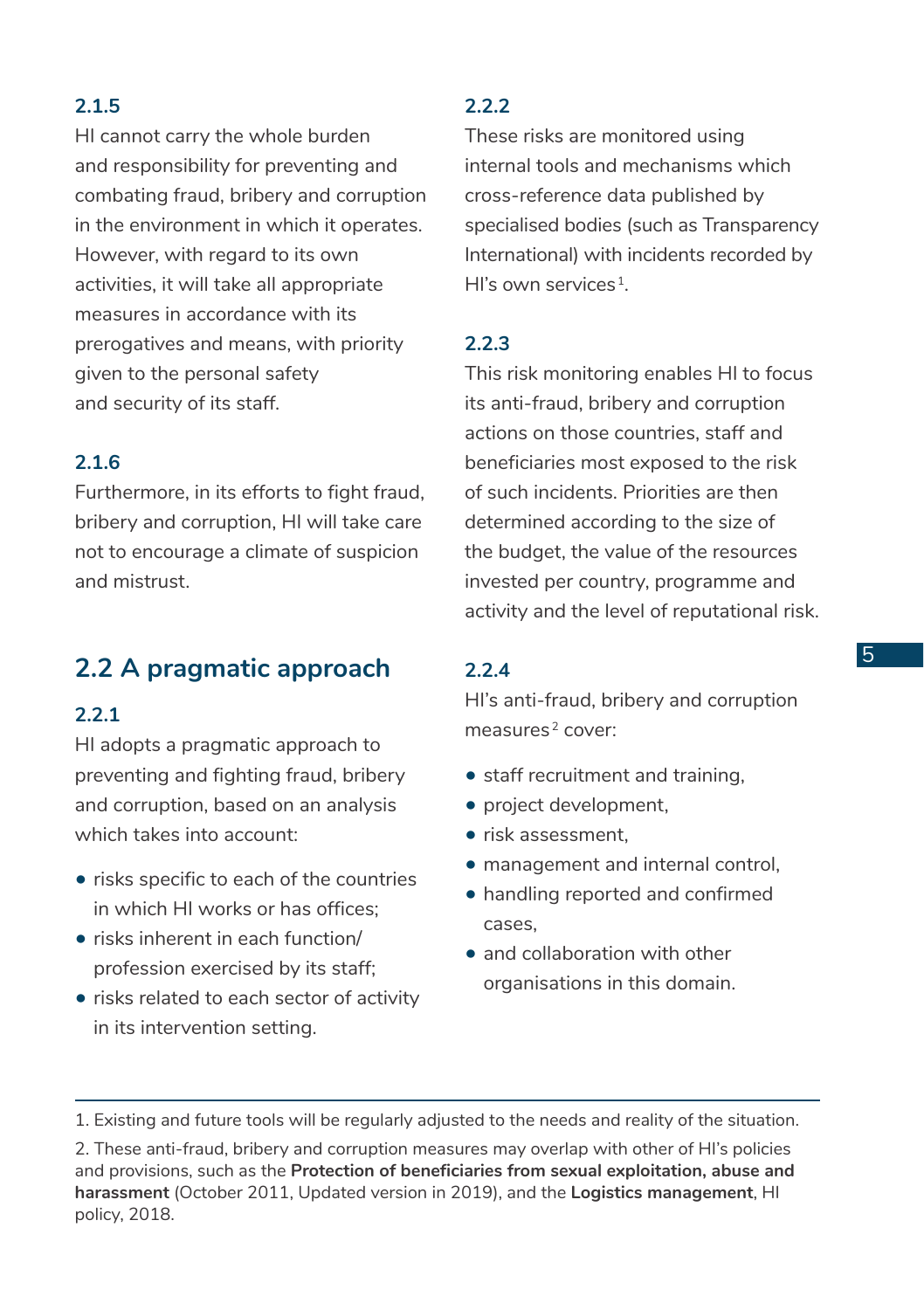**2.1.5**

HI cannot carry the whole burden and responsibility for preventing and combating fraud, bribery and corruption in the environment in which it operates. However, with regard to its own activities, it will take all appropriate measures in accordance with its prerogatives and means, with priority given to the personal safety and security of its staff.

**2.1.6**

Furthermore, in its efforts to fight fraud, bribery and corruption, HI will take care not to encourage a climate of suspicion and mistrust.

## 2.2 A pragmatic approach

**2.2.1**

HI adopts a pragmatic approach to preventing and fighting fraud, bribery and corruption, based on an analysis which takes into account:

- risks specific to each of the countries in which HI works or has offices;
- risks inherent in each function/profession exercised by its staff;
- risks related to each sector of activity in its intervention setting.

**2.2.2**

These risks are monitored using internal tools and mechanisms which cross-reference data published by specialised bodies (such as Transparency International) with incidents recorded by HI's own services[1].

**2.2.3**

This risk monitoring enables HI to focus its anti-fraud, bribery and corruption actions on those countries, staff and beneficiaries most exposed to the risk of such incidents. Priorities are then determined according to the size of the budget, the value of the resources invested per country, programme and activity and the level of reputational risk.

**2.2.4**

HI's anti-fraud, bribery and corruption measures[2] cover:

- staff recruitment and training,
- project development,
- risk assessment,
- management and internal control,
- handling reported and confirmed cases,
- and collaboration with other organisations in this domain.

---

1. Existing and future tools will be regularly adjusted to the needs and reality of the situation.

2. These anti-fraud, bribery and corruption measures may overlap with other of HI's policies and provisions, such as the **Protection of beneficiaries from sexual exploitation, abuse and harassment** (October 2011, Updated version in 2019), and the **Logistics management**, HI policy, 2018.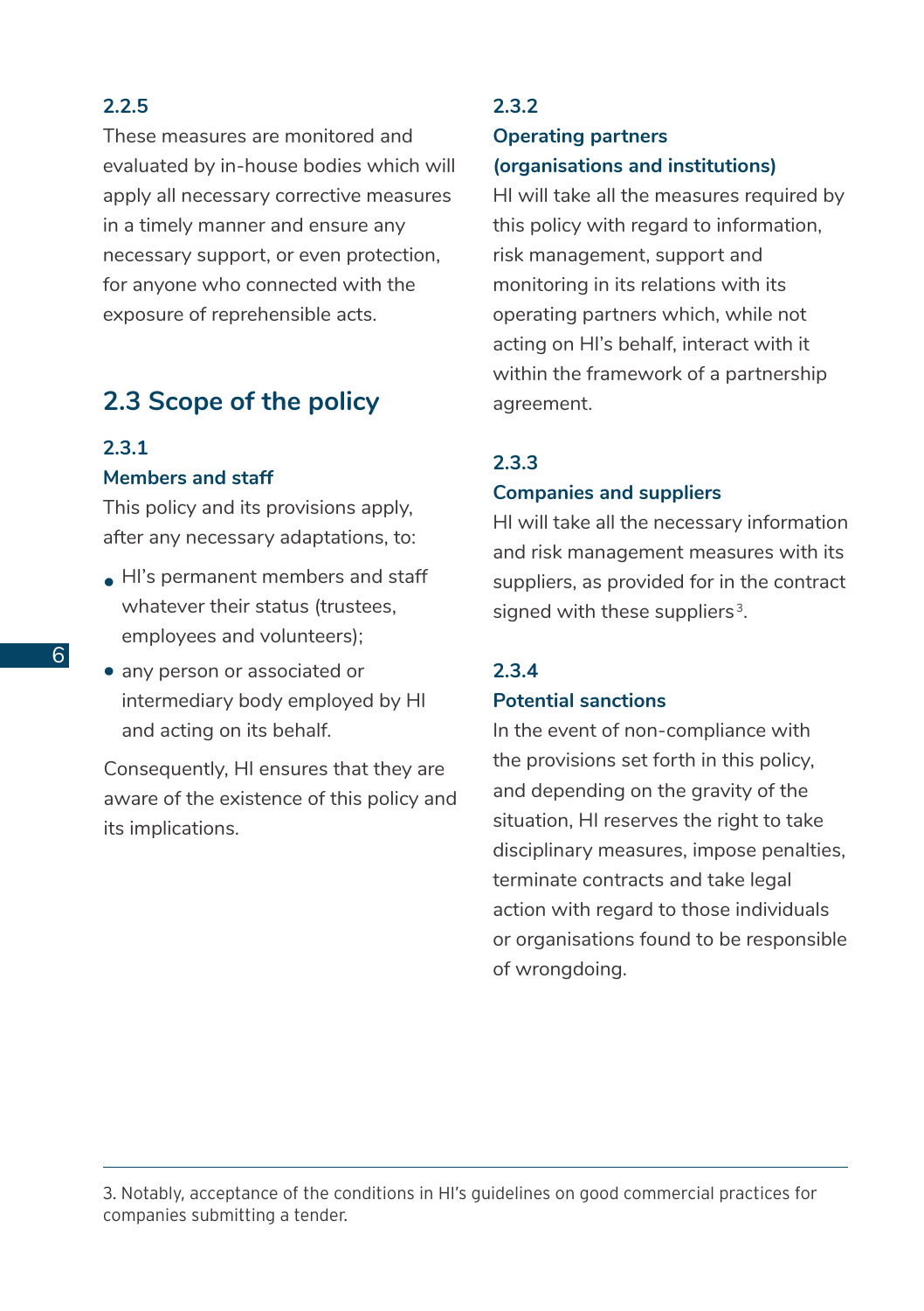#### 2.2.5

These measures are monitored and evaluated by in-house bodies which will apply all necessary corrective measures in a timely manner and ensure any necessary support, or even protection, for anyone who connected with the exposure of reprehensible acts.

## 2.3 Scope of the policy

#### 2.3.1

#### Members and staff

This policy and its provisions apply, after any necessary adaptations, to:

- HI's permanent members and staff whatever their status (trustees, employees and volunteers);
- any person or associated or intermediary body employed by HI and acting on its behalf.

Consequently, HI ensures that they are aware of the existence of this policy and its implications.

#### 2.3.2

#### Operating partners (organisations and institutions)

HI will take all the measures required by this policy with regard to information, risk management, support and monitoring in its relations with its operating partners which, while not acting on HI's behalf, interact with it within the framework of a partnership agreement.

#### 2.3.3

#### Companies and suppliers

HI will take all the necessary information and risk management measures with its suppliers, as provided for in the contract signed with these suppliers[3].

#### 2.3.4

#### Potential sanctions

In the event of non-compliance with the provisions set forth in this policy, and depending on the gravity of the situation, HI reserves the right to take disciplinary measures, impose penalties, terminate contracts and take legal action with regard to those individuals or organisations found to be responsible of wrongdoing.

---

3. Notably, acceptance of the conditions in HI's guidelines on good commercial practices for companies submitting a tender.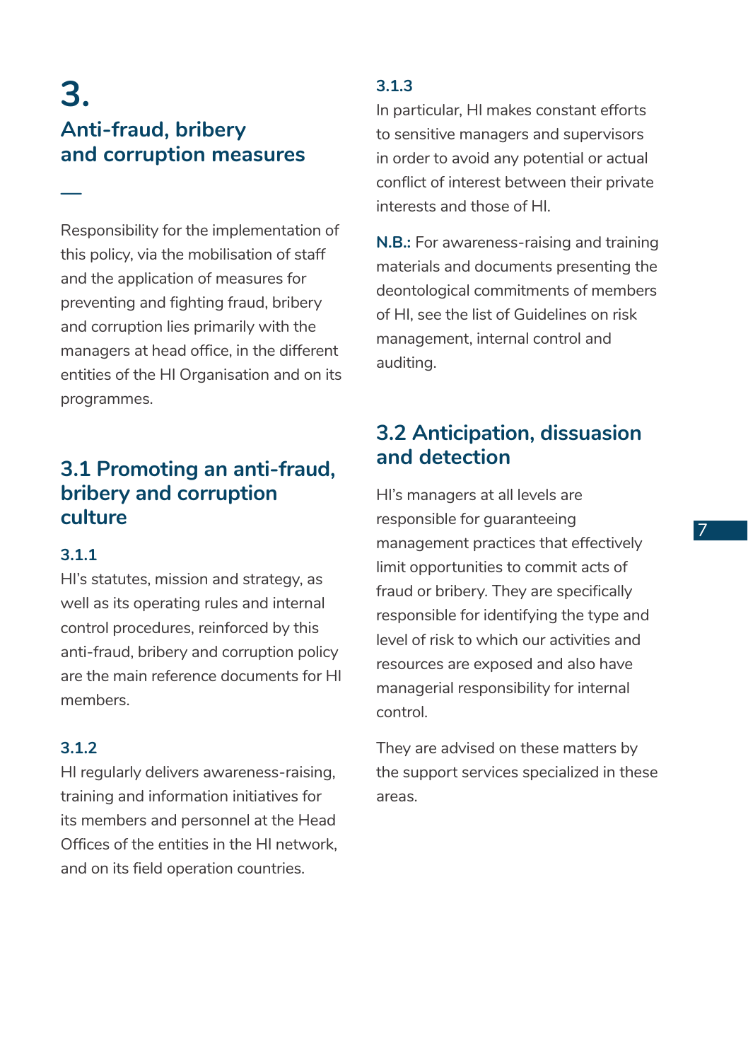# 3. Anti-fraud, bribery and corruption measures

Responsibility for the implementation of this policy, via the mobilisation of staff and the application of measures for preventing and fighting fraud, bribery and corruption lies primarily with the managers at head office, in the different entities of the HI Organisation and on its programmes.

## 3.1 Promoting an anti-fraud, bribery and corruption culture

### 3.1.1

HI's statutes, mission and strategy, as well as its operating rules and internal control procedures, reinforced by this anti-fraud, bribery and corruption policy are the main reference documents for HI members.

### 3.1.2

HI regularly delivers awareness-raising, training and information initiatives for its members and personnel at the Head Offices of the entities in the HI network, and on its field operation countries.

### 3.1.3

In particular, HI makes constant efforts to sensitive managers and supervisors in order to avoid any potential or actual conflict of interest between their private interests and those of HI.

**N.B.:** For awareness-raising and training materials and documents presenting the deontological commitments of members of HI, see the list of Guidelines on risk management, internal control and auditing.

## 3.2 Anticipation, dissuasion and detection

HI's managers at all levels are responsible for guaranteeing management practices that effectively limit opportunities to commit acts of fraud or bribery. They are specifically responsible for identifying the type and level of risk to which our activities and resources are exposed and also have managerial responsibility for internal control.

They are advised on these matters by the support services specialized in these areas.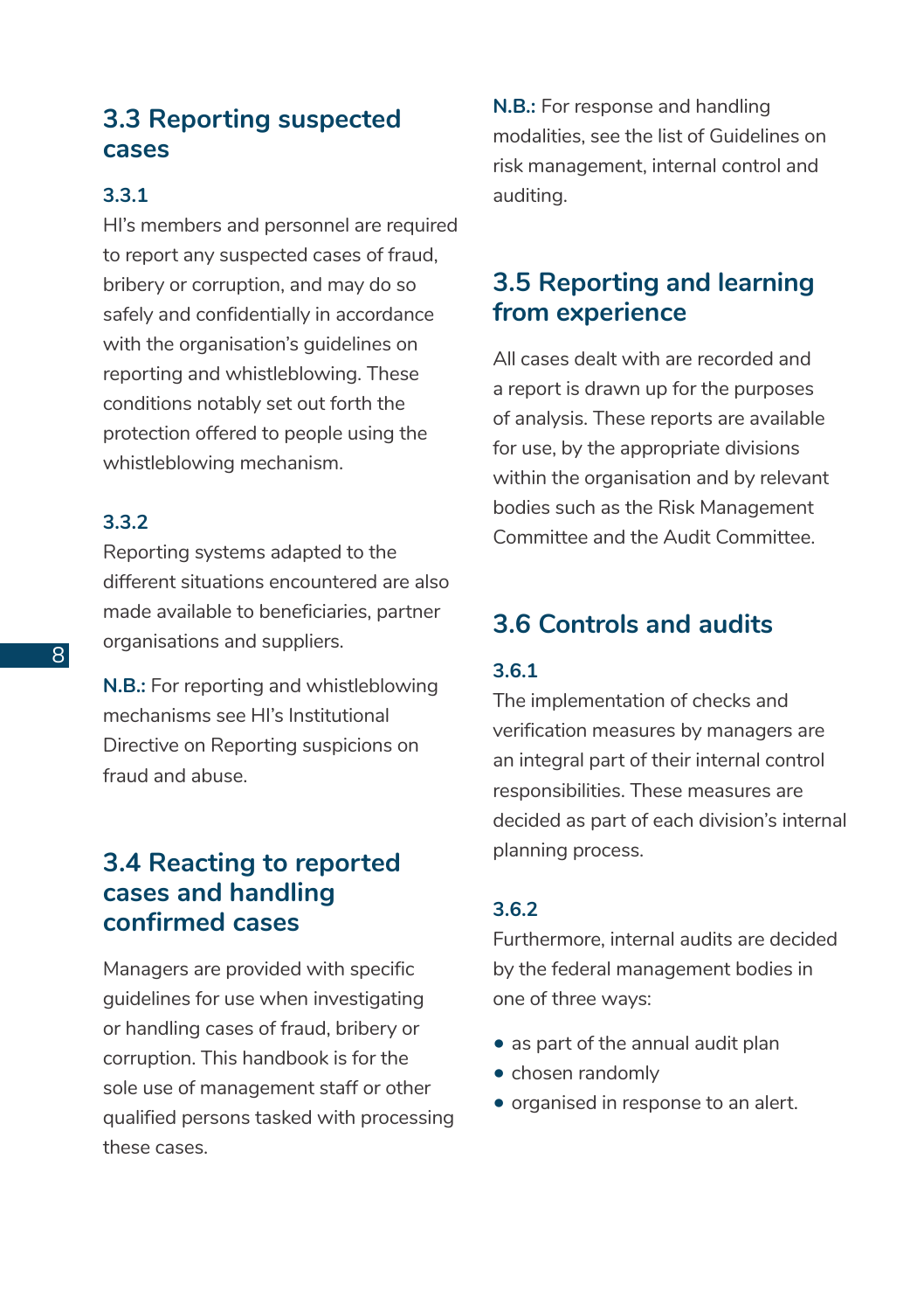## 3.3 Reporting suspected cases

### 3.3.1

HI's members and personnel are required to report any suspected cases of fraud, bribery or corruption, and may do so safely and confidentially in accordance with the organisation's guidelines on reporting and whistleblowing. These conditions notably set out forth the protection offered to people using the whistleblowing mechanism.

### 3.3.2

Reporting systems adapted to the different situations encountered are also made available to beneficiaries, partner organisations and suppliers.

**N.B.:** For reporting and whistleblowing mechanisms see HI's Institutional Directive on Reporting suspicions on fraud and abuse.

## 3.4 Reacting to reported cases and handling confirmed cases

Managers are provided with specific guidelines for use when investigating or handling cases of fraud, bribery or corruption. This handbook is for the sole use of management staff or other qualified persons tasked with processing these cases.

**N.B.:** For response and handling modalities, see the list of Guidelines on risk management, internal control and auditing.

## 3.5 Reporting and learning from experience

All cases dealt with are recorded and a report is drawn up for the purposes of analysis. These reports are available for use, by the appropriate divisions within the organisation and by relevant bodies such as the Risk Management Committee and the Audit Committee.

## 3.6 Controls and audits

### 3.6.1

The implementation of checks and verification measures by managers are an integral part of their internal control responsibilities. These measures are decided as part of each division's internal planning process.

### 3.6.2

Furthermore, internal audits are decided by the federal management bodies in one of three ways:

- as part of the annual audit plan
- chosen randomly
- organised in response to an alert.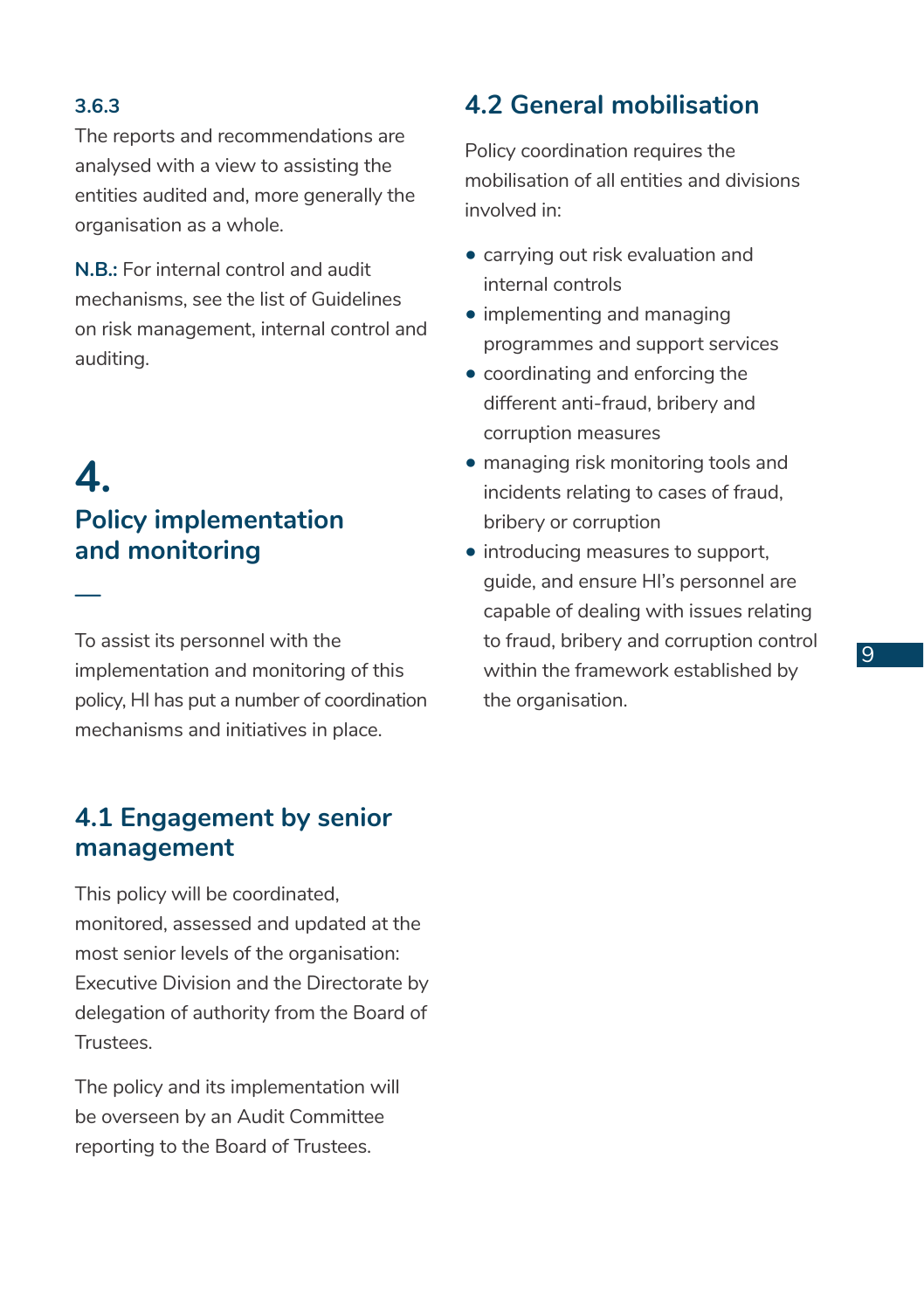#### 3.6.3

The reports and recommendations are analysed with a view to assisting the entities audited and, more generally the organisation as a whole.

**N.B.:** For internal control and audit mechanisms, see the list of Guidelines on risk management, internal control and auditing.

# 4. Policy implementation and monitoring

—

To assist its personnel with the implementation and monitoring of this policy, HI has put a number of coordination mechanisms and initiatives in place.

## 4.1 Engagement by senior management

This policy will be coordinated, monitored, assessed and updated at the most senior levels of the organisation: Executive Division and the Directorate by delegation of authority from the Board of Trustees.

The policy and its implementation will be overseen by an Audit Committee reporting to the Board of Trustees.

## 4.2 General mobilisation

Policy coordination requires the mobilisation of all entities and divisions involved in:

- carrying out risk evaluation and internal controls
- implementing and managing programmes and support services
- coordinating and enforcing the different anti-fraud, bribery and corruption measures
- managing risk monitoring tools and incidents relating to cases of fraud, bribery or corruption
- introducing measures to support, guide, and ensure HI's personnel are capable of dealing with issues relating to fraud, bribery and corruption control within the framework established by the organisation.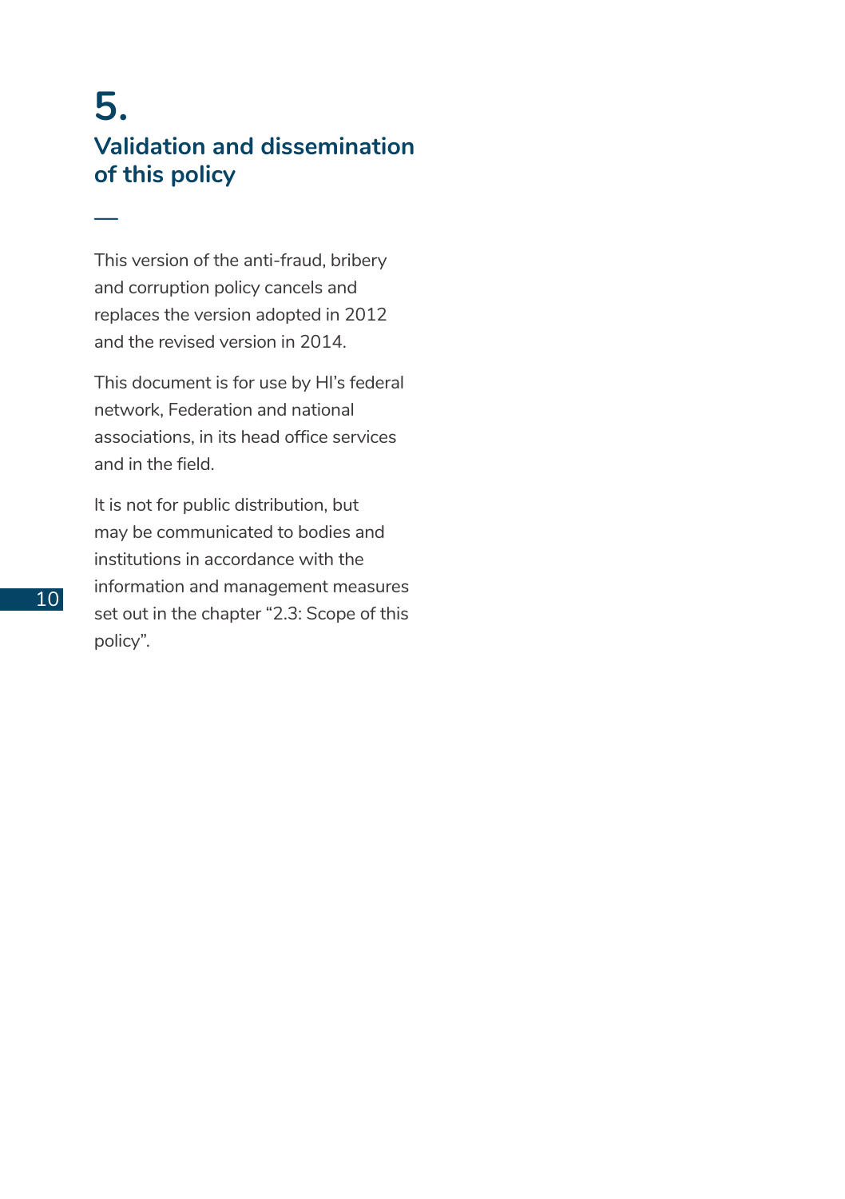# 5. Validation and dissemination of this policy

This version of the anti-fraud, bribery and corruption policy cancels and replaces the version adopted in 2012 and the revised version in 2014.

This document is for use by HI's federal network, Federation and national associations, in its head office services and in the field.

It is not for public distribution, but may be communicated to bodies and institutions in accordance with the information and management measures set out in the chapter "2.3: Scope of this policy".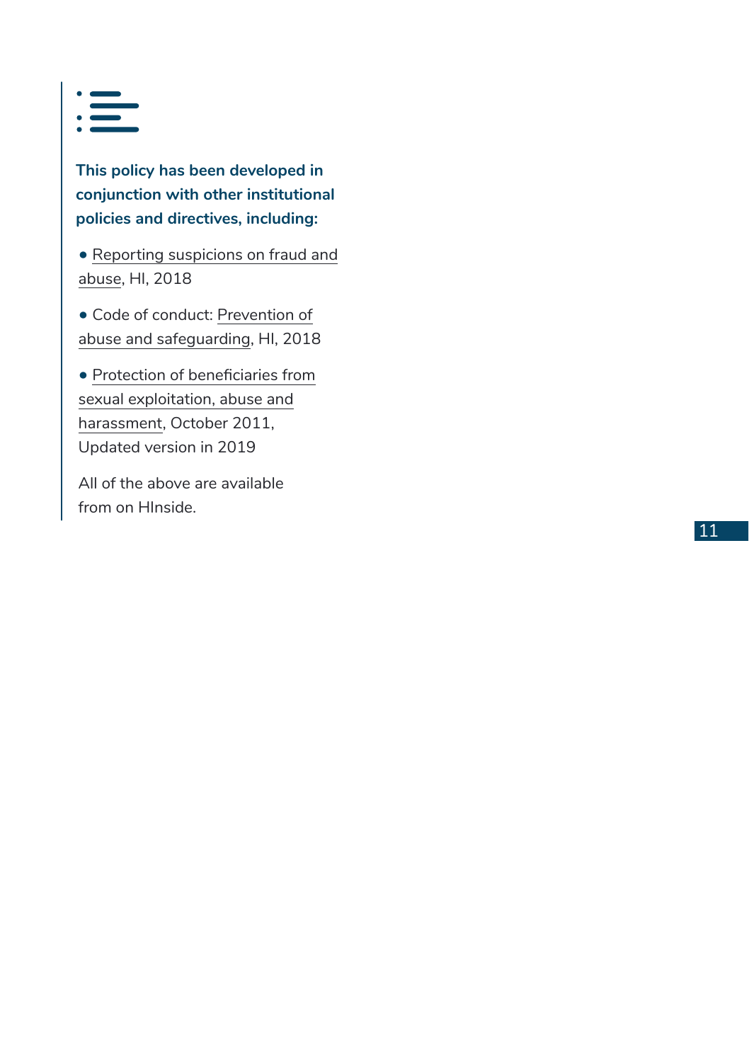**This policy has been developed in conjunction with other institutional policies and directives, including:**

- Reporting suspicions on fraud and abuse, HI, 2018
- Code of conduct: Prevention of abuse and safeguarding, HI, 2018
- Protection of beneficiaries from sexual exploitation, abuse and harassment, October 2011, Updated version in 2019

All of the above are available from on HInside.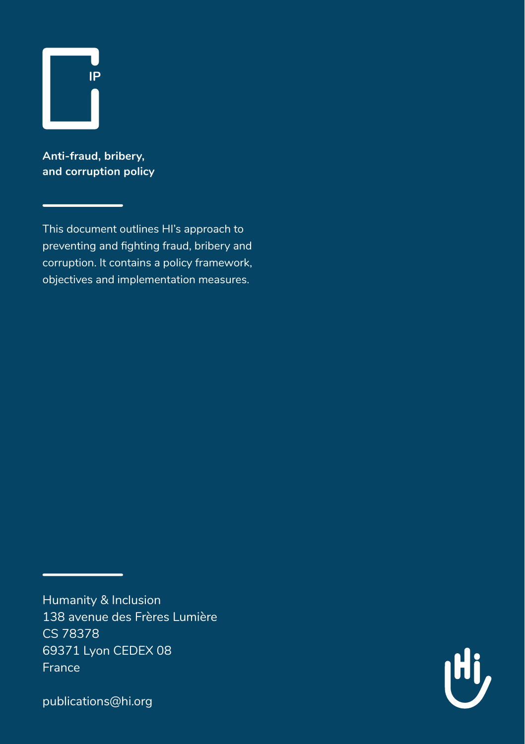IP

**Anti-fraud, bribery, and corruption policy**

This document outlines HI's approach to preventing and fighting fraud, bribery and corruption. It contains a policy framework, objectives and implementation measures.

Humanity & Inclusion
138 avenue des Frères Lumière
CS 78378
69371 Lyon CEDEX 08
France

publications@hi.org